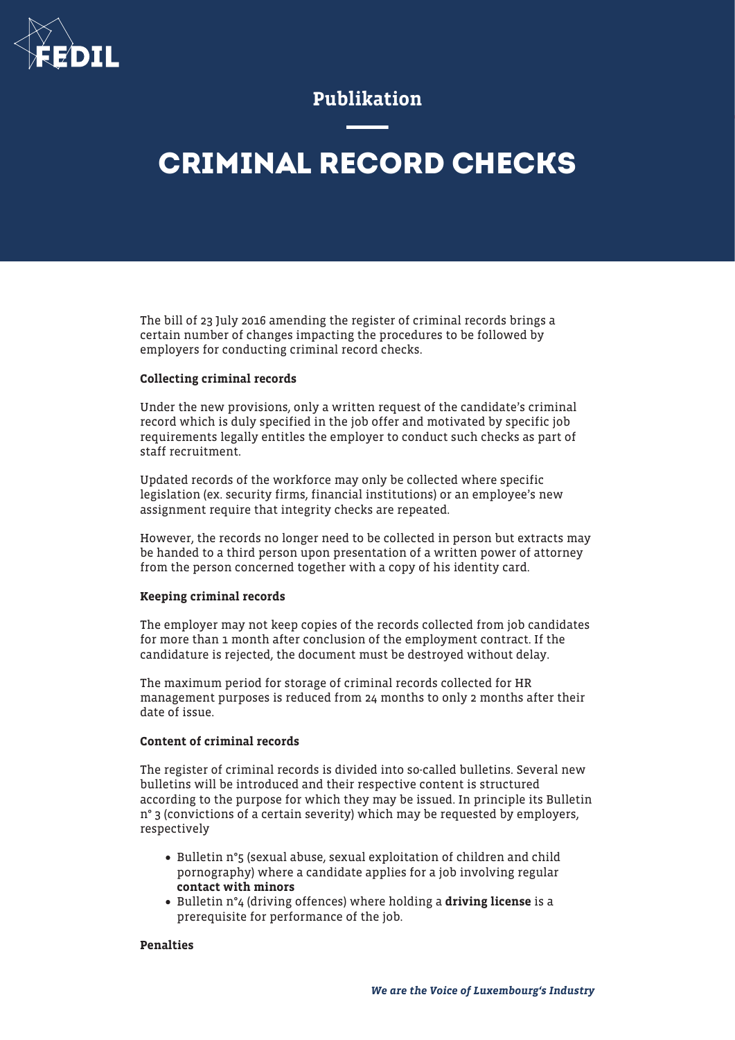Publikation

# CRIMINAL RECORD CHECKS

The bill of 23 July 2016 amending the register of criminal records brings a certain number of changes impacting the procedures to be followed by employers for conducting criminal record checks.

**Collecting criminal records**

Under the new provisions, only a written request of the candidate's criminal record which is duly specified in the job offer and motivated by specific job requirements legally entitles the employer to conduct such checks as part of staff recruitment.

Updated records of the workforce may only be collected where specific legislation (ex. security firms, financial institutions) or an employee's new assignment require that integrity checks are repeated.

However, the records no longer need to be collected in person but extracts may be handed to a third person upon presentation of a written power of attorney from the person concerned together with a copy of his identity card.

**Keeping criminal records**

The employer may not keep copies of the records collected from job candidates for more than 1 month after conclusion of the employment contract. If the candidature is rejected, the document must be destroyed without delay.

The maximum period for storage of criminal records collected for HR management purposes is reduced from 24 months to only 2 months after their date of issue.

**Content of criminal records**

The register of criminal records is divided into so-called bulletins. Several new bulletins will be introduced and their respective content is structured according to the purpose for which they may be issued. In principle its Bulletin n° 3 (convictions of a certain severity) which may be requested by employers, respectively

- Bulletin n°5 (sexual abuse, sexual exploitation of children and child pornography) where a candidate applies for a job involving regular **contact with minors**
- Bulletin n°4 (driving offences) where holding a **driving license** is a prerequisite for performance of the job.

**Penalties**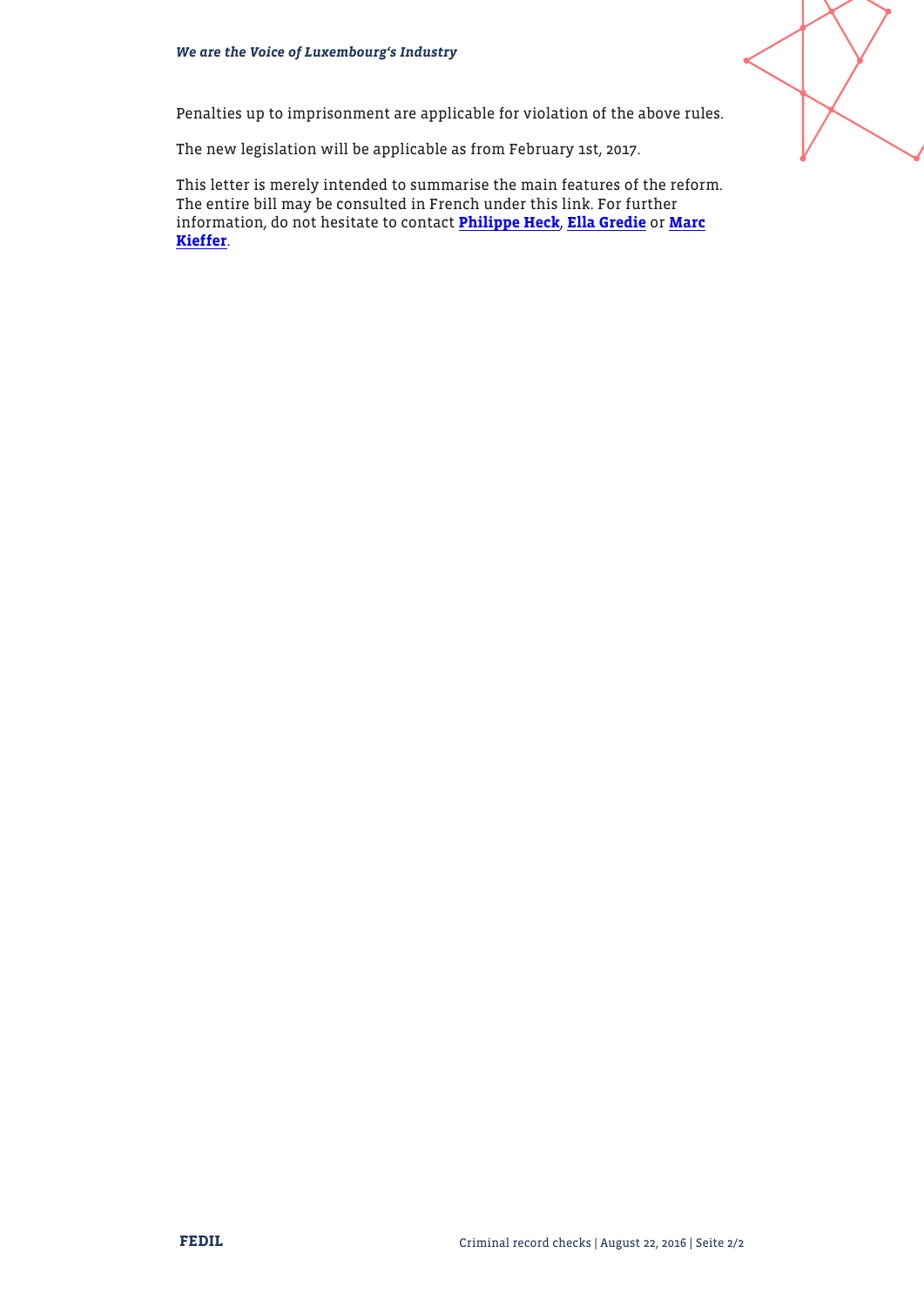Penalties up to imprisonment are applicable for violation of the above rules.

The new legislation will be applicable as from February 1st, 2017.

This letter is merely intended to summarise the main features of the reform. The entire bill may be consulted in French under this link. For further information, do not hesitate to contact **Philippe Heck**, **Ella Gredie** or **Marc Kieffer**.